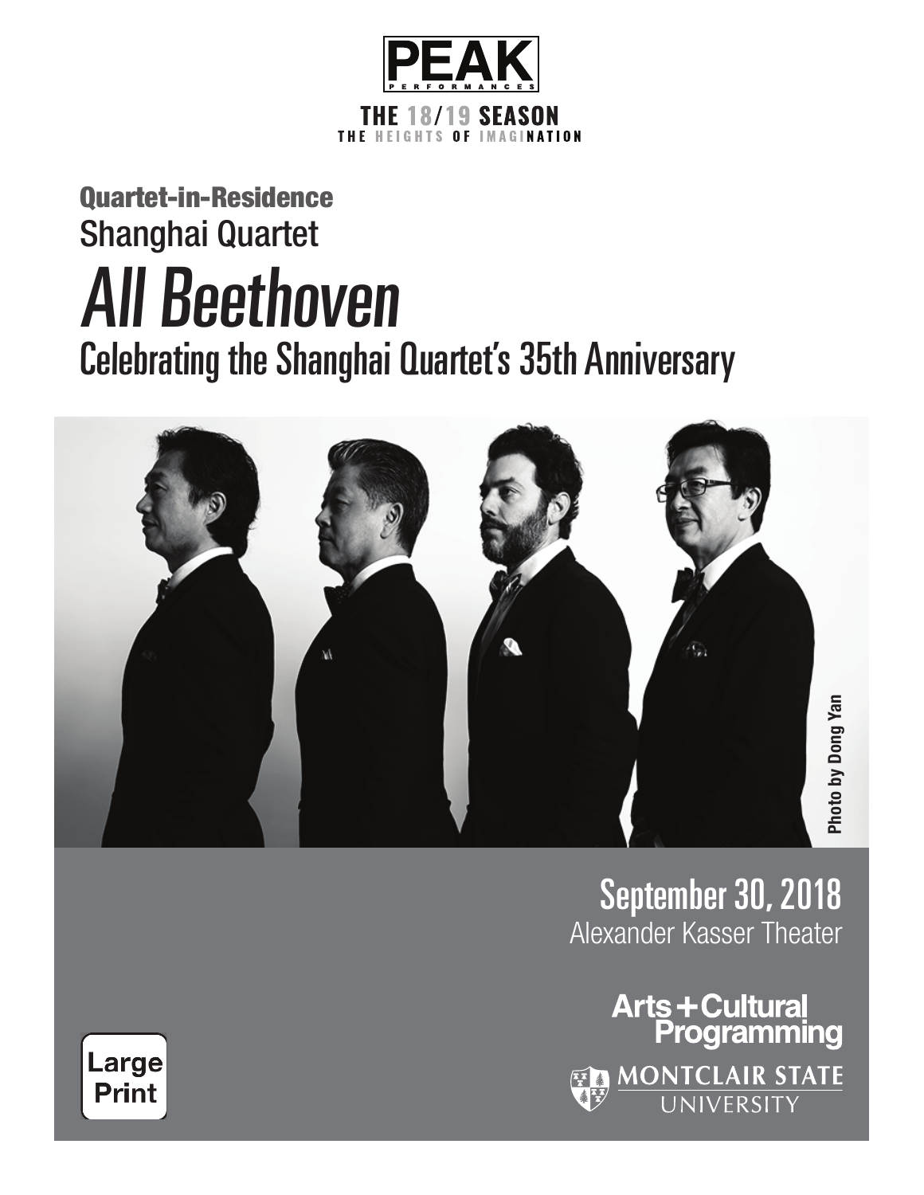PEAK PERFORMANCES

THE 18/19 SEASON
THE HEIGHTS OF IMAGINATION

**Quartet-in-Residence**

Shanghai Quartet

# *All Beethoven*

## Celebrating the Shanghai Quartet's 35th Anniversary

Photo by Dong Yan

**September 30, 2018**

Alexander Kasser Theater

Arts + Cultural Programming

MONTCLAIR STATE UNIVERSITY

Large Print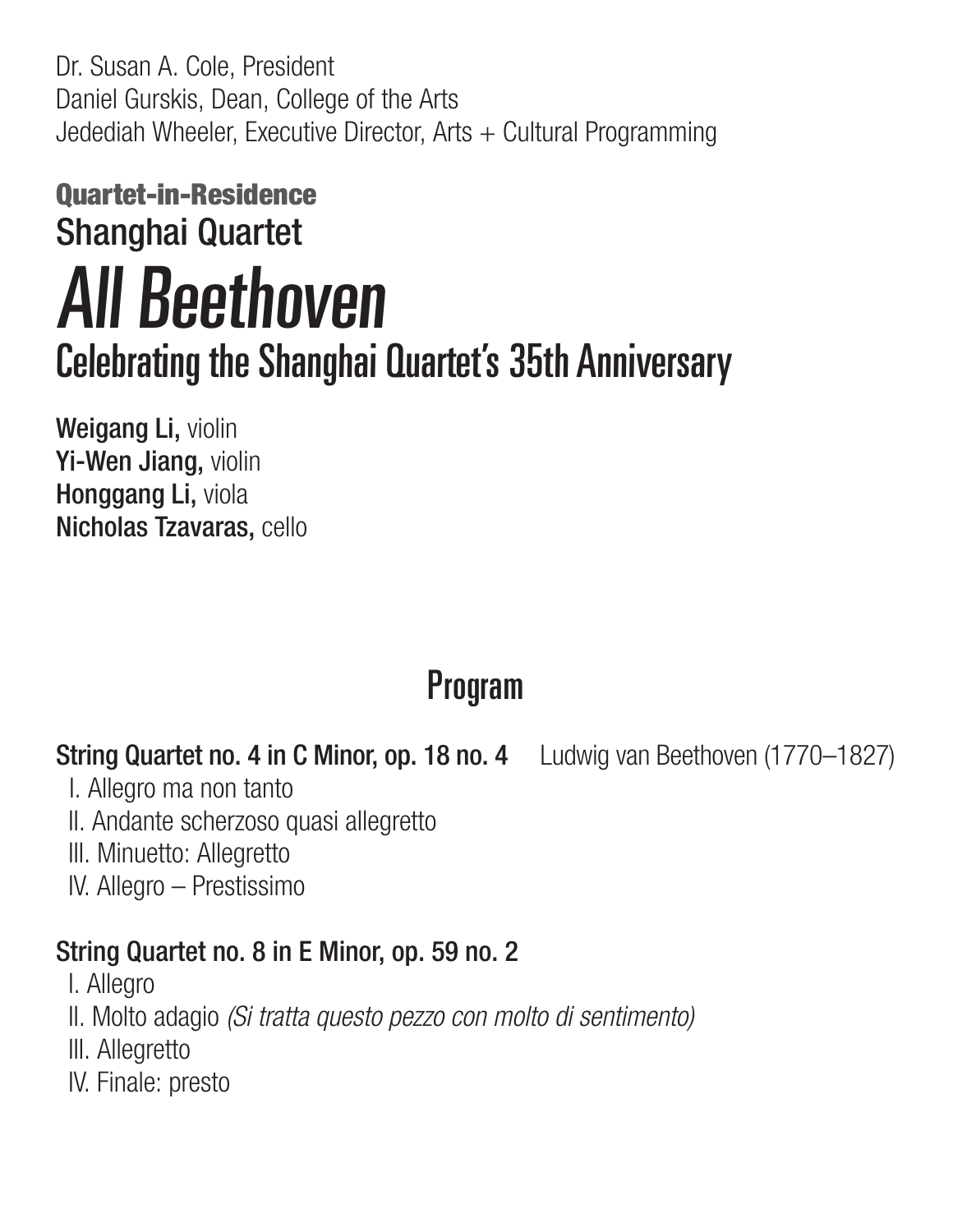Dr. Susan A. Cole, President
Daniel Gurskis, Dean, College of the Arts
Jedediah Wheeler, Executive Director, Arts + Cultural Programming

**Quartet-in-Residence**

## Shanghai Quartet

# *All Beethoven*

## Celebrating the Shanghai Quartet's 35th Anniversary

**Weigang Li,** violin
**Yi-Wen Jiang,** violin
**Honggang Li,** viola
**Nicholas Tzavaras,** cello

## Program

**String Quartet no. 4 in C Minor, op. 18 no. 4** Ludwig van Beethoven (1770–1827)

I. Allegro ma non tanto
II. Andante scherzoso quasi allegretto
III. Minuetto: Allegretto
IV. Allegro – Prestissimo

**String Quartet no. 8 in E Minor, op. 59 no. 2**

I. Allegro
II. Molto adagio *(Si tratta questo pezzo con molto di sentimento)*
III. Allegretto
IV. Finale: presto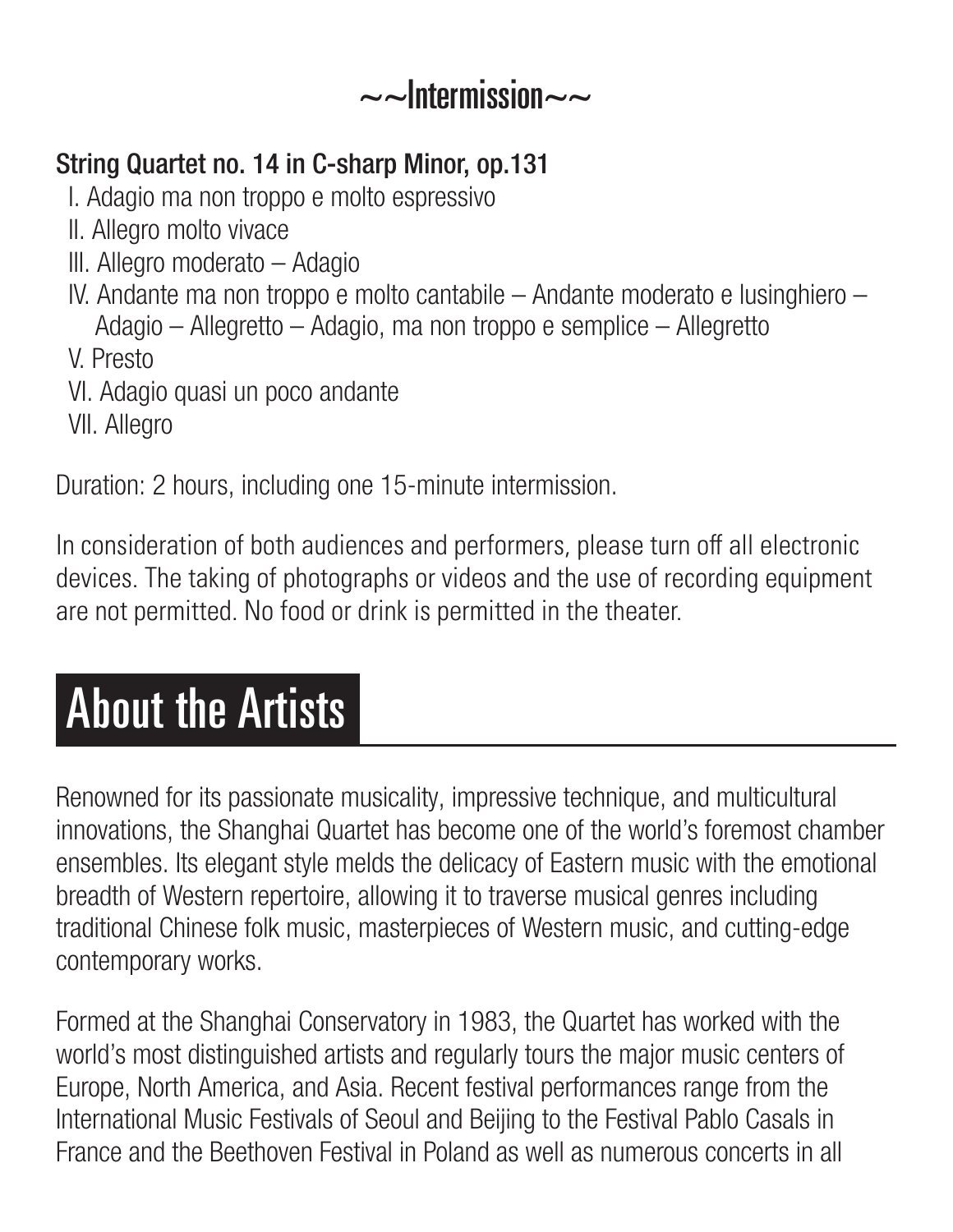## ~~Intermission~~

**String Quartet no. 14 in C-sharp Minor, op.131**

I. Adagio ma non troppo e molto espressivo
II. Allegro molto vivace
III. Allegro moderato – Adagio
IV. Andante ma non troppo e molto cantabile – Andante moderato e lusinghiero – Adagio – Allegretto – Adagio, ma non troppo e semplice – Allegretto
V. Presto
VI. Adagio quasi un poco andante
VII. Allegro

Duration: 2 hours, including one 15-minute intermission.

In consideration of both audiences and performers, please turn off all electronic devices. The taking of photographs or videos and the use of recording equipment are not permitted. No food or drink is permitted in the theater.

# About the Artists

Renowned for its passionate musicality, impressive technique, and multicultural innovations, the Shanghai Quartet has become one of the world's foremost chamber ensembles. Its elegant style melds the delicacy of Eastern music with the emotional breadth of Western repertoire, allowing it to traverse musical genres including traditional Chinese folk music, masterpieces of Western music, and cutting-edge contemporary works.

Formed at the Shanghai Conservatory in 1983, the Quartet has worked with the world's most distinguished artists and regularly tours the major music centers of Europe, North America, and Asia. Recent festival performances range from the International Music Festivals of Seoul and Beijing to the Festival Pablo Casals in France and the Beethoven Festival in Poland as well as numerous concerts in all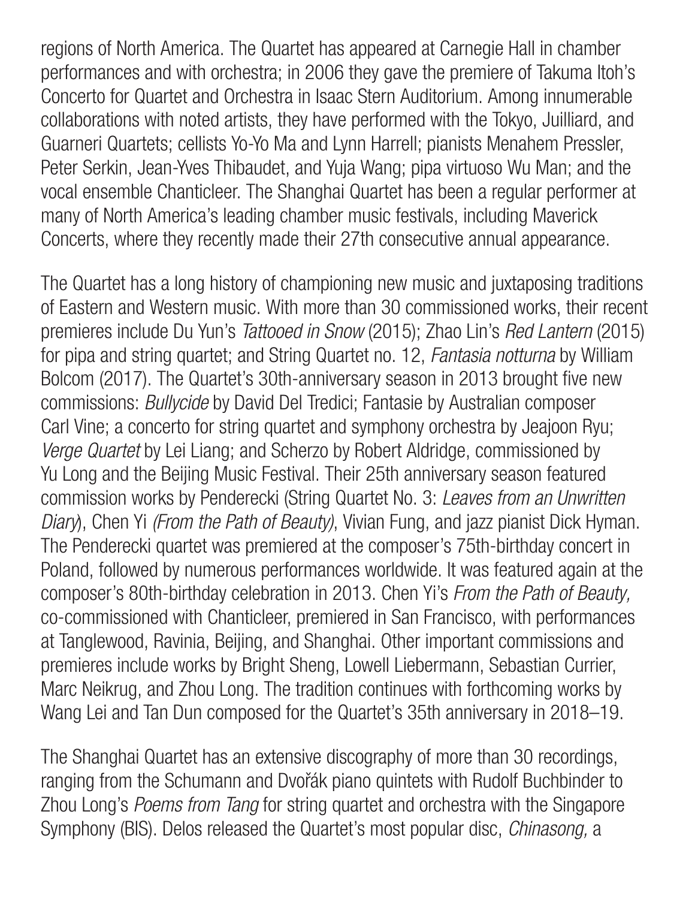regions of North America. The Quartet has appeared at Carnegie Hall in chamber performances and with orchestra; in 2006 they gave the premiere of Takuma Itoh's Concerto for Quartet and Orchestra in Isaac Stern Auditorium. Among innumerable collaborations with noted artists, they have performed with the Tokyo, Juilliard, and Guarneri Quartets; cellists Yo-Yo Ma and Lynn Harrell; pianists Menahem Pressler, Peter Serkin, Jean-Yves Thibaudet, and Yuja Wang; pipa virtuoso Wu Man; and the vocal ensemble Chanticleer. The Shanghai Quartet has been a regular performer at many of North America's leading chamber music festivals, including Maverick Concerts, where they recently made their 27th consecutive annual appearance.

The Quartet has a long history of championing new music and juxtaposing traditions of Eastern and Western music. With more than 30 commissioned works, their recent premieres include Du Yun's *Tattooed in Snow* (2015); Zhao Lin's *Red Lantern* (2015) for pipa and string quartet; and String Quartet no. 12, *Fantasia notturna* by William Bolcom (2017). The Quartet's 30th-anniversary season in 2013 brought five new commissions: *Bullycide* by David Del Tredici; Fantasie by Australian composer Carl Vine; a concerto for string quartet and symphony orchestra by Jeajoon Ryu; *Verge Quartet* by Lei Liang; and Scherzo by Robert Aldridge, commissioned by Yu Long and the Beijing Music Festival. Their 25th anniversary season featured commission works by Penderecki (String Quartet No. 3: *Leaves from an Unwritten Diary*), Chen Yi *(From the Path of Beauty)*, Vivian Fung, and jazz pianist Dick Hyman. The Penderecki quartet was premiered at the composer's 75th-birthday concert in Poland, followed by numerous performances worldwide. It was featured again at the composer's 80th-birthday celebration in 2013. Chen Yi's *From the Path of Beauty,* co-commissioned with Chanticleer, premiered in San Francisco, with performances at Tanglewood, Ravinia, Beijing, and Shanghai. Other important commissions and premieres include works by Bright Sheng, Lowell Liebermann, Sebastian Currier, Marc Neikrug, and Zhou Long. The tradition continues with forthcoming works by Wang Lei and Tan Dun composed for the Quartet's 35th anniversary in 2018–19.

The Shanghai Quartet has an extensive discography of more than 30 recordings, ranging from the Schumann and Dvořák piano quintets with Rudolf Buchbinder to Zhou Long's *Poems from Tang* for string quartet and orchestra with the Singapore Symphony (BIS). Delos released the Quartet's most popular disc, *Chinasong,* a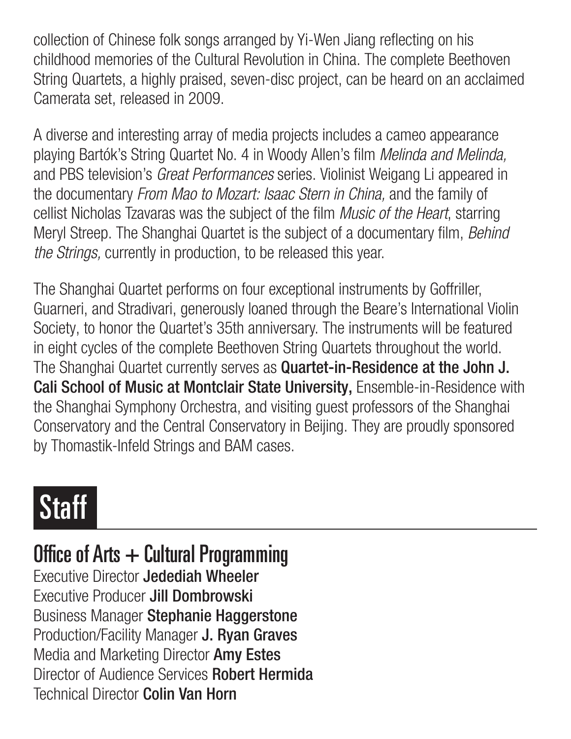collection of Chinese folk songs arranged by Yi-Wen Jiang reflecting on his childhood memories of the Cultural Revolution in China. The complete Beethoven String Quartets, a highly praised, seven-disc project, can be heard on an acclaimed Camerata set, released in 2009.

A diverse and interesting array of media projects includes a cameo appearance playing Bartók's String Quartet No. 4 in Woody Allen's film *Melinda and Melinda,* and PBS television's *Great Performances* series. Violinist Weigang Li appeared in the documentary *From Mao to Mozart: Isaac Stern in China,* and the family of cellist Nicholas Tzavaras was the subject of the film *Music of the Heart*, starring Meryl Streep. The Shanghai Quartet is the subject of a documentary film, *Behind the Strings,* currently in production, to be released this year.

The Shanghai Quartet performs on four exceptional instruments by Goffriller, Guarneri, and Stradivari, generously loaned through the Beare's International Violin Society, to honor the Quartet's 35th anniversary. The instruments will be featured in eight cycles of the complete Beethoven String Quartets throughout the world. The Shanghai Quartet currently serves as **Quartet-in-Residence at the John J. Cali School of Music at Montclair State University,** Ensemble-in-Residence with the Shanghai Symphony Orchestra, and visiting guest professors of the Shanghai Conservatory and the Central Conservatory in Beijing. They are proudly sponsored by Thomastik-Infeld Strings and BAM cases.

# Staff

## Office of Arts + Cultural Programming

Executive Director **Jedediah Wheeler**
Executive Producer **Jill Dombrowski**
Business Manager **Stephanie Haggerstone**
Production/Facility Manager **J. Ryan Graves**
Media and Marketing Director **Amy Estes**
Director of Audience Services **Robert Hermida**
Technical Director **Colin Van Horn**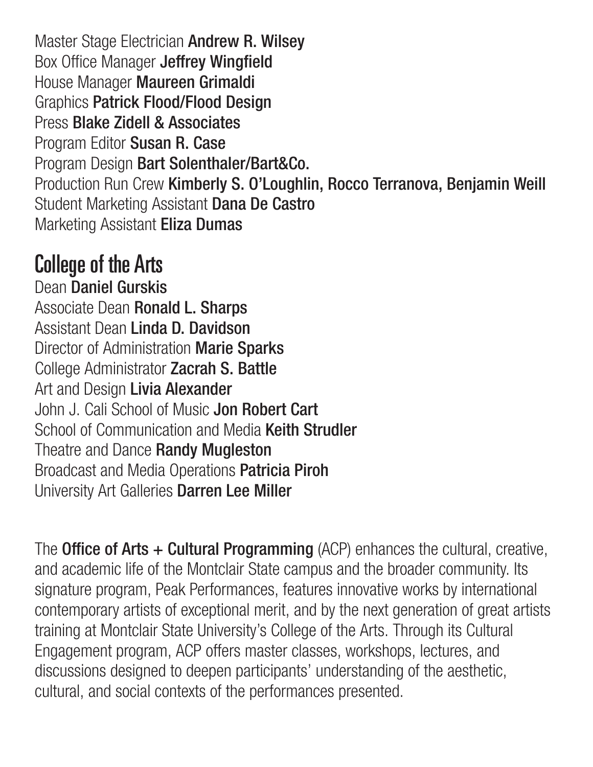Master Stage Electrician **Andrew R. Wilsey**
Box Office Manager **Jeffrey Wingfield**
House Manager **Maureen Grimaldi**
Graphics **Patrick Flood/Flood Design**
Press **Blake Zidell & Associates**
Program Editor **Susan R. Case**
Program Design **Bart Solenthaler/Bart&Co.**
Production Run Crew **Kimberly S. O'Loughlin, Rocco Terranova, Benjamin Weill**
Student Marketing Assistant **Dana De Castro**
Marketing Assistant **Eliza Dumas**

## College of the Arts

Dean **Daniel Gurskis**
Associate Dean **Ronald L. Sharps**
Assistant Dean **Linda D. Davidson**
Director of Administration **Marie Sparks**
College Administrator **Zacrah S. Battle**
Art and Design **Livia Alexander**
John J. Cali School of Music **Jon Robert Cart**
School of Communication and Media **Keith Strudler**
Theatre and Dance **Randy Mugleston**
Broadcast and Media Operations **Patricia Piroh**
University Art Galleries **Darren Lee Miller**

The **Office of Arts + Cultural Programming** (ACP) enhances the cultural, creative, and academic life of the Montclair State campus and the broader community. Its signature program, Peak Performances, features innovative works by international contemporary artists of exceptional merit, and by the next generation of great artists training at Montclair State University's College of the Arts. Through its Cultural Engagement program, ACP offers master classes, workshops, lectures, and discussions designed to deepen participants' understanding of the aesthetic, cultural, and social contexts of the performances presented.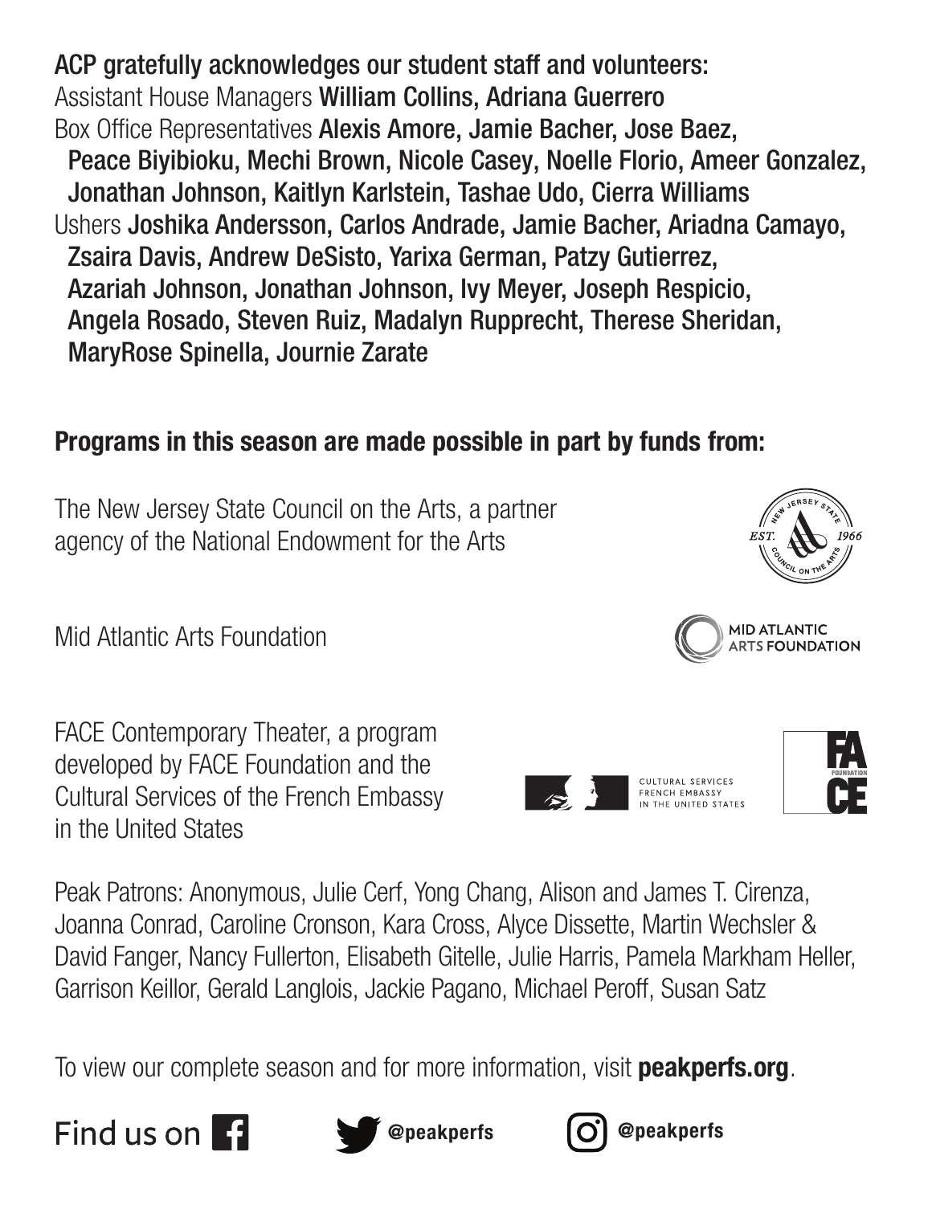**ACP gratefully acknowledges our student staff and volunteers:**

Assistant House Managers **William Collins, Adriana Guerrero**

Box Office Representatives **Alexis Amore, Jamie Bacher, Jose Baez, Peace Biyibioku, Mechi Brown, Nicole Casey, Noelle Florio, Ameer Gonzalez, Jonathan Johnson, Kaitlyn Karlstein, Tashae Udo, Cierra Williams**

Ushers **Joshika Andersson, Carlos Andrade, Jamie Bacher, Ariadna Camayo, Zsaira Davis, Andrew DeSisto, Yarixa German, Patzy Gutierrez, Azariah Johnson, Jonathan Johnson, Ivy Meyer, Joseph Respicio, Angela Rosado, Steven Ruiz, Madalyn Rupprecht, Therese Sheridan, MaryRose Spinella, Journie Zarate**

## Programs in this season are made possible in part by funds from:

The New Jersey State Council on the Arts, a partner agency of the National Endowment for the Arts

NEW JERSEY STATE COUNCIL ON THE ARTS EST. 1966

Mid Atlantic Arts Foundation

MID ATLANTIC ARTS FOUNDATION

FACE Contemporary Theater, a program developed by FACE Foundation and the Cultural Services of the French Embassy in the United States

CULTURAL SERVICES FRENCH EMBASSY IN THE UNITED STATES

FACE FOUNDATION

Peak Patrons: Anonymous, Julie Cerf, Yong Chang, Alison and James T. Cirenza, Joanna Conrad, Caroline Cronson, Kara Cross, Alyce Dissette, Martin Wechsler & David Fanger, Nancy Fullerton, Elisabeth Gitelle, Julie Harris, Pamela Markham Heller, Garrison Keillor, Gerald Langlois, Jackie Pagano, Michael Peroff, Susan Satz

To view our complete season and for more information, visit **peakperfs.org**.

Find us on **@peakperfs** **@peakperfs**